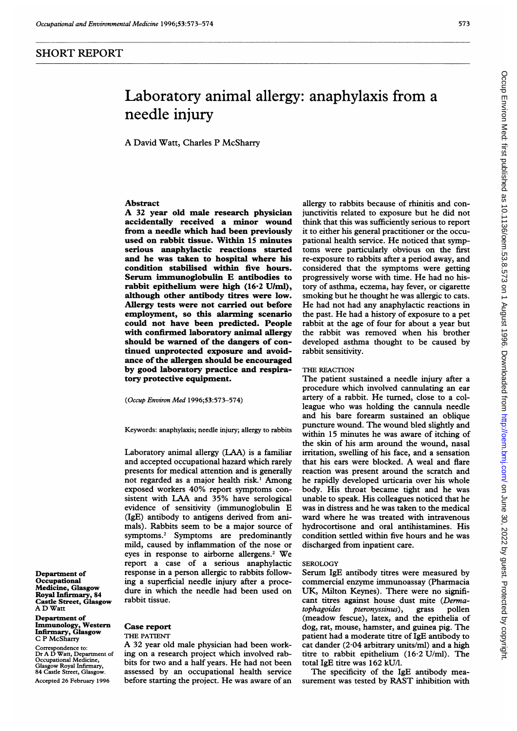## SHORT REPORT

# Laboratory animal allergy: anaphylaxis from a needle injury

A David Watt, Charles P McSharry

### Abstract

**A 32 year old male research physician accidentally received a minor wound from a needle which had been previously used on rabbit tissue. Within 15 minutes serious anaphylactic reactions started and he was taken to hospital where his condition stabilised within five hours. Serum immunoglobulin E antibodies to rabbit epithelium were high (16·2 U/ml), although other antibody titres were low. Allergy tests were not carried out before employment, so this alarming scenario could not have been predicted. People with confirmed laboratory animal allergy should be warned of the dangers of continued unprotected exposure and avoidance of the allergen should be encouraged by good laboratory practice and respiratory protective equipment.**

(*Occup Environ Med* 1996;53:573–574)

Keywords: anaphylaxis; needle injury; allergy to rabbits

Laboratory animal allergy (LAA) is a familiar and accepted occupational hazard which rarely presents for medical attention and is generally not regarded as a major health risk.[1] Among exposed workers 40% report symptoms consistent with LAA and 35% have serological evidence of sensitivity (immunoglobulin E (IgE) antibody to antigens derived from animals). Rabbits seem to be a major source of symptoms.[2] Symptoms are predominantly mild, caused by inflammation of the nose or eyes in response to airborne allergens.[2] We report a case of a serious anaphylactic response in a person allergic to rabbits following a superficial needle injury after a procedure in which the needle had been used on rabbit tissue.

Department of Occupational Medicine, Glasgow Royal Infirmary, 84 Castle Street, Glasgow
A D Watt

Department of Immunology, Western Infirmary, Glasgow
C P McSharry

Correspondence to: Dr A D Watt, Department of Occupational Medicine, Glasgow Royal Infirmary, 84 Castle Street, Glasgow.

Accepted 26 February 1996

## Case report

### THE PATIENT

A 32 year old male physician had been working on a research project which involved rabbits for two and a half years. He had not been assessed by an occupational health service before starting the project. He was aware of an allergy to rabbits because of rhinitis and conjunctivitis related to exposure but he did not think that this was sufficiently serious to report it to either his general practitioner or the occupational health service. He noticed that symptoms were particularly obvious on the first re-exposure to rabbits after a period away, and considered that the symptoms were getting progressively worse with time. He had no history of asthma, eczema, hay fever, or cigarette smoking but he thought he was allergic to cats. He had not had any anaphylactic reactions in the past. He had a history of exposure to a pet rabbit at the age of four for about a year but the rabbit was removed when his brother developed asthma thought to be caused by rabbit sensitivity.

### THE REACTION

The patient sustained a needle injury after a procedure which involved cannulating an ear artery of a rabbit. He turned, close to a colleague who was holding the cannula needle and his bare forearm sustained an oblique puncture wound. The wound bled slightly and within 15 minutes he was aware of itching of the skin of his arm around the wound, nasal irritation, swelling of his face, and a sensation that his ears were blocked. A weal and flare reaction was present around the scratch and he rapidly developed urticaria over his whole body. His throat became tight and he was unable to speak. His colleagues noticed that he was in distress and he was taken to the medical ward where he was treated with intravenous hydrocortisone and oral antihistamines. His condition settled within five hours and he was discharged from inpatient care.

### SEROLOGY

Serum IgE antibody titres were measured by commercial enzyme immunoassay (Pharmacia UK, Milton Keynes). There were no significant titres against house dust mite (*Dermatophagoides pteronyssinus*), grass pollen (meadow fescue), latex, and the epithelia of dog, rat, mouse, hamster, and guinea pig. The patient had a moderate titre of IgE antibody to cat dander (2·04 arbitrary units/ml) and a high titre to rabbit epithelium (16·2 U/ml). The total IgE titre was 162 kU/l.

The specificity of the IgE antibody measurement was tested by RAST inhibition with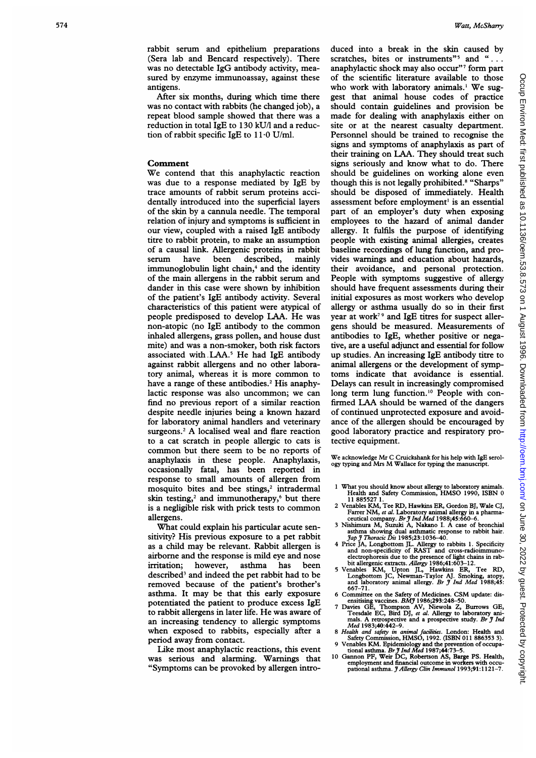rabbit serum and epithelium preparations (Sera lab and Bencard respectively). There was no detectable IgG antibody activity, measured by enzyme immunoassay, against these antigens.

After six months, during which time there was no contact with rabbits (he changed job), a repeat blood sample showed that there was a reduction in total IgE to 130 kU/l and a reduction of rabbit specific IgE to 11·0 U/ml.

## Comment

We contend that this anaphylactic reaction was due to a response mediated by IgE by trace amounts of rabbit serum proteins accidentally introduced into the superficial layers of the skin by a cannula needle. The temporal relation of injury and symptoms is sufficient in our view, coupled with a raised IgE antibody titre to rabbit protein, to make an assumption of a causal link. Allergenic proteins in rabbit serum have been described, mainly immunoglobulin light chain,[4] and the identity of the main allergens in the rabbit serum and dander in this case were shown by inhibition of the patient's IgE antibody activity. Several characteristics of this patient were atypical of people predisposed to develop LAA. He was non-atopic (no IgE antibody to the common inhaled allergens, grass pollen, and house dust mite) and was a non-smoker, both risk factors associated with LAA.[5] He had IgE antibody against rabbit allergens and no other laboratory animal, whereas it is more common to have a range of these antibodies.[2] His anaphylactic response was also uncommon; we can find no previous report of a similar reaction despite needle injuries being a known hazard for laboratory animal handlers and veterinary surgeons.[2] A localised weal and flare reaction to a cat scratch in people allergic to cats is common but there seem to be no reports of anaphylaxis in these people. Anaphylaxis, occasionally fatal, has been reported in response to small amounts of allergen from mosquito bites and bee stings,[2] intradermal skin testing,[2] and immunotherapy,[6] but there is a negligible risk with prick tests to common allergens.

What could explain his particular acute sensitivity? His previous exposure to a pet rabbit as a child may be relevant. Rabbit allergen is airborne and the response is mild eye and nose irritation; however, asthma has been described[3] and indeed the pet rabbit had to be removed because of the patient's brother's asthma. It may be that this early exposure potentiated the patient to produce excess IgE to rabbit allergens in later life. He was aware of an increasing tendency to allergic symptoms when exposed to rabbits, especially after a period away from contact.

Like most anaphylactic reactions, this event was serious and alarming. Warnings that "Symptoms can be provoked by allergen introduced into a break in the skin caused by scratches, bites or instruments"[5] and "... anaphylactic shock may also occur"[7] form part of the scientific literature available to those who work with laboratory animals.[1] We suggest that animal house codes of practice should contain guidelines and provision be made for dealing with anaphylaxis either on site or at the nearest casualty department. Personnel should be trained to recognise the signs and symptoms of anaphylaxis as part of their training on LAA. They should treat such signs seriously and know what to do. There should be guidelines on working alone even though this is not legally prohibited.[8] "Sharps" should be disposed of immediately. Health assessment before employment[1] is an essential part of an employer's duty when exposing employees to the hazard of animal dander allergy. It fulfils the purpose of identifying people with existing animal allergies, creates baseline recordings of lung function, and provides warnings and education about hazards, their avoidance, and personal protection. People with symptoms suggestive of allergy should have frequent assessments during their initial exposures as most workers who develop allergy or asthma usually do so in their first year at work[7,9] and IgE titres for suspect allergens should be measured. Measurements of antibodies to IgE, whether positive or negative, are a useful adjunct and essential for follow up studies. An increasing IgE antibody titre to animal allergens or the development of symptoms indicate that avoidance is essential. Delays can result in increasingly compromised long term lung function.[10] People with confirmed LAA should be warned of the dangers of continued unprotected exposure and avoidance of the allergen should be encouraged by good laboratory practice and respiratory protective equipment.

We acknowledge Mr C Cruickshank for his help with IgE serology typing and Mrs M Wallace for typing the manuscript.

1. What you should know about allergy to laboratory animals. Health and Safety Commission, HMSO 1990, ISBN 0 11 885527 1.
2. Venables KM, Tee RD, Hawkins ER, Gordon BJ, Wale CJ, Farrer NM, *et al*. Laboratory animal allergy in a pharmaceutical company. *Br J Ind Med* 1988;45:660–6.
3. Nishimura M, Suzuki A, Nakano I. A case of bronchial asthma showing dual asthmatic response to rabbit hair. *Jap J Thoracic Dis* 1985;23:1036–40.
4. Price JA, Longbottom JL. Allergy to rabbits 1. Specificity and non-specificity of RAST and cross-radioimmunoelectrophoresis due to the presence of light chains in rabbit allergenic extracts. *Allergy* 1986;41:603–12.
5. Venables KM, Upton JL, Hawkins ER, Tee RD, Longbottom JC, Newman-Taylor AJ. Smoking, atopy, and laboratory animal allergy. *Br J Ind Med* 1988;45:667–71.
6. Committee on the Safety of Medicines. CSM update: desensitising vaccines. *BMJ* 1986;293:248–50.
7. Davies GE, Thompson AV, Niewola Z, Burrows GE, Teesdale EC, Bird DJ, *et al*. Allergy to laboratory animals. A retrospective and a prospective study. *Br J Ind Med* 1983;40:442–9.
8. *Health and safety in animal facilities*. London: Health and Safety Commission, HMSO, 1992. (ISBN 011 886353 3).
9. Venables KM. Epidemiology and the prevention of occupational asthma. *Br J Ind Med* 1987;44:73–5.
10. Gannon PF, Weir DC, Robertson AS, Barge PS. Health, employment and financial outcome in workers with occupational asthma. *J Allergy Clin Immunol* 1993;91:1121–7.